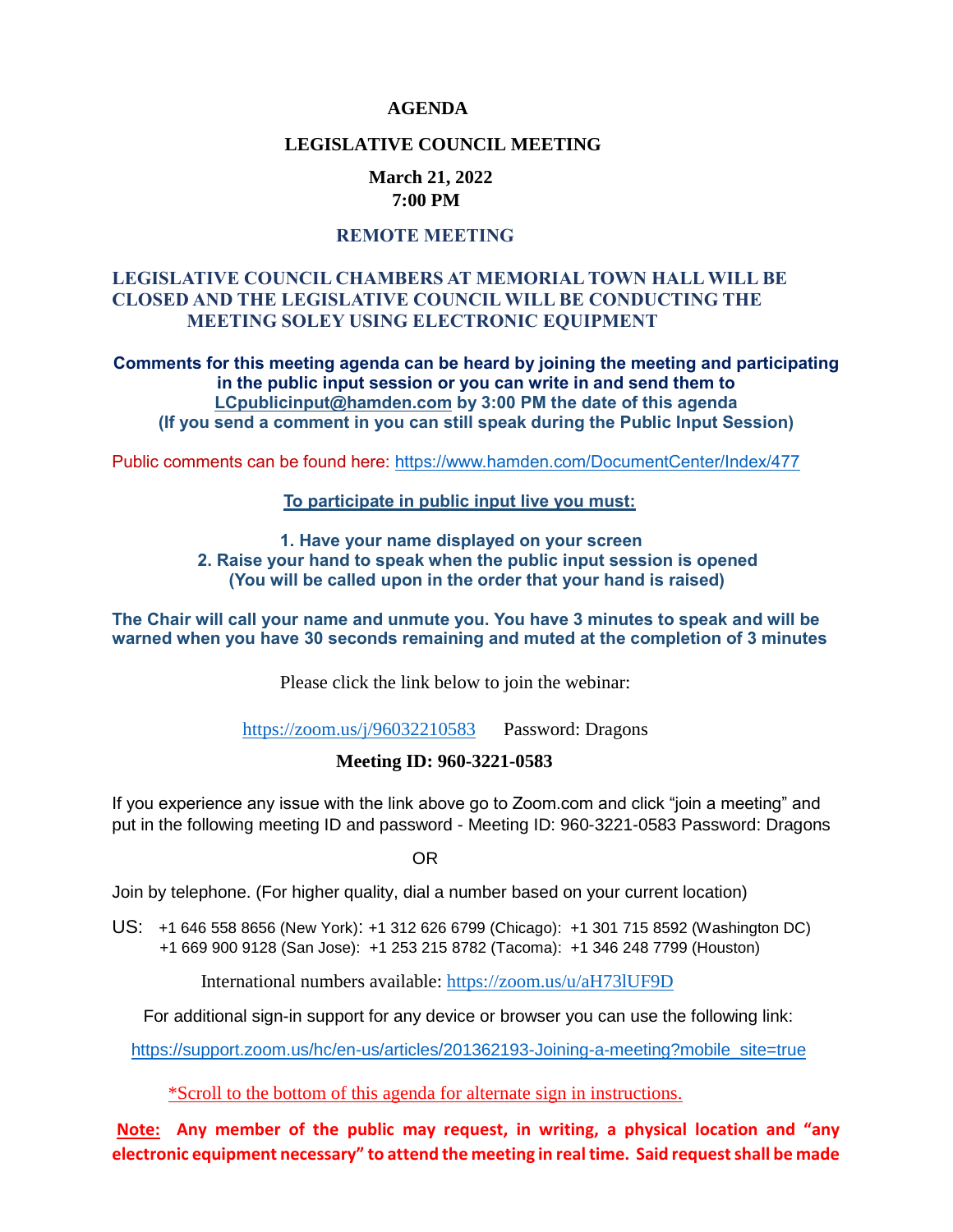# AGENDA

## LEGISLATIVE COUNCIL MEETING

**March 21, 2022**
**7:00 PM**

**REMOTE MEETING**

**LEGISLATIVE COUNCIL CHAMBERS AT MEMORIAL TOWN HALL WILL BE CLOSED AND THE LEGISLATIVE COUNCIL WILL BE CONDUCTING THE MEETING SOLEY USING ELECTRONIC EQUIPMENT**

**Comments for this meeting agenda can be heard by joining the meeting and participating in the public input session or you can write in and send them to LCpublicinput@hamden.com by 3:00 PM the date of this agenda (If you send a comment in you can still speak during the Public Input Session)**

Public comments can be found here: https://www.hamden.com/DocumentCenter/Index/477

**To participate in public input live you must:**

**1. Have your name displayed on your screen**
**2. Raise your hand to speak when the public input session is opened (You will be called upon in the order that your hand is raised)**

**The Chair will call your name and unmute you. You have 3 minutes to speak and will be warned when you have 30 seconds remaining and muted at the completion of 3 minutes**

Please click the link below to join the webinar:

https://zoom.us/j/96032210583 Password: Dragons

**Meeting ID: 960-3221-0583**

If you experience any issue with the link above go to Zoom.com and click "join a meeting" and put in the following meeting ID and password - Meeting ID: 960-3221-0583 Password: Dragons

OR

Join by telephone. (For higher quality, dial a number based on your current location)

US: +1 646 558 8656 (New York): +1 312 626 6799 (Chicago): +1 301 715 8592 (Washington DC)
+1 669 900 9128 (San Jose): +1 253 215 8782 (Tacoma): +1 346 248 7799 (Houston)

International numbers available: https://zoom.us/u/aH73lUF9D

For additional sign-in support for any device or browser you can use the following link:

https://support.zoom.us/hc/en-us/articles/201362193-Joining-a-meeting?mobile_site=true

*Scroll to the bottom of this agenda for alternate sign in instructions.

**Note: Any member of the public may request, in writing, a physical location and "any electronic equipment necessary" to attend the meeting in real time. Said request shall be made**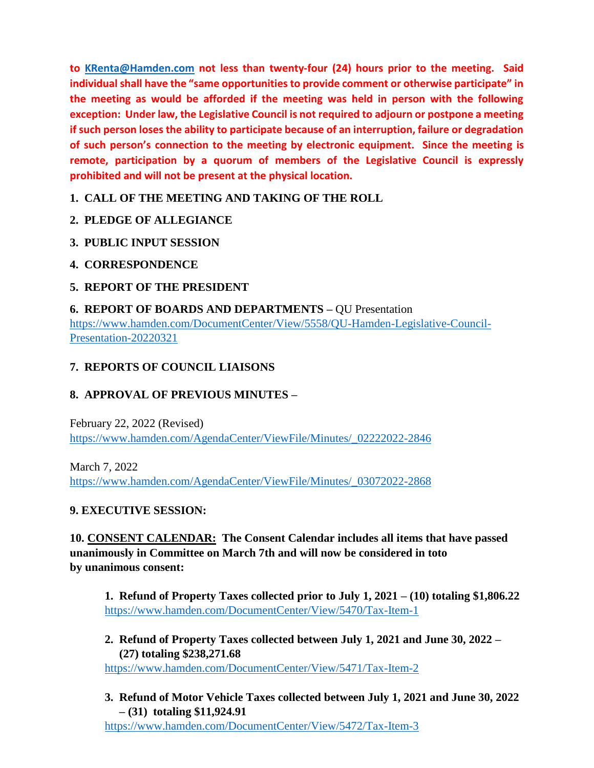**to KRenta@Hamden.com not less than twenty-four (24) hours prior to the meeting. Said individual shall have the "same opportunities to provide comment or otherwise participate" in the meeting as would be afforded if the meeting was held in person with the following exception: Under law, the Legislative Council is not required to adjourn or postpone a meeting if such person loses the ability to participate because of an interruption, failure or degradation of such person's connection to the meeting by electronic equipment. Since the meeting is remote, participation by a quorum of members of the Legislative Council is expressly prohibited and will not be present at the physical location.**

**1. CALL OF THE MEETING AND TAKING OF THE ROLL**

**2. PLEDGE OF ALLEGIANCE**

**3. PUBLIC INPUT SESSION**

**4. CORRESPONDENCE**

**5. REPORT OF THE PRESIDENT**

**6. REPORT OF BOARDS AND DEPARTMENTS –** QU Presentation
https://www.hamden.com/DocumentCenter/View/5558/QU-Hamden-Legislative-Council-Presentation-20220321

**7. REPORTS OF COUNCIL LIAISONS**

**8. APPROVAL OF PREVIOUS MINUTES –**

February 22, 2022 (Revised)
https://www.hamden.com/AgendaCenter/ViewFile/Minutes/_02222022-2846

March 7, 2022
https://www.hamden.com/AgendaCenter/ViewFile/Minutes/_03072022-2868

**9. EXECUTIVE SESSION:**

**10. CONSENT CALENDAR: The Consent Calendar includes all items that have passed unanimously in Committee on March 7th and will now be considered in toto by unanimous consent:**

1. **Refund of Property Taxes collected prior to July 1, 2021 – (10) totaling $1,806.22**
   https://www.hamden.com/DocumentCenter/View/5470/Tax-Item-1

2. **Refund of Property Taxes collected between July 1, 2021 and June 30, 2022 – (27) totaling $238,271.68**
   https://www.hamden.com/DocumentCenter/View/5471/Tax-Item-2

3. **Refund of Motor Vehicle Taxes collected between July 1, 2021 and June 30, 2022 – (31) totaling $11,924.91**
   https://www.hamden.com/DocumentCenter/View/5472/Tax-Item-3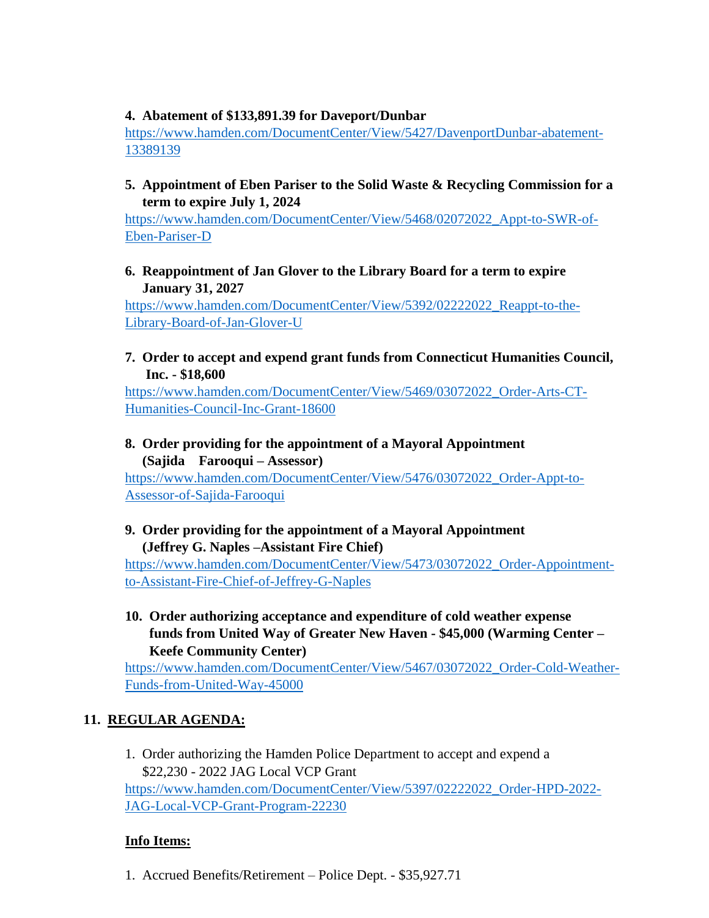4. **Abatement of $133,891.39 for Daveport/Dunbar**
   https://www.hamden.com/DocumentCenter/View/5427/DavenportDunbar-abatement-13389139

5. **Appointment of Eben Pariser to the Solid Waste & Recycling Commission for a term to expire July 1, 2024**
   https://www.hamden.com/DocumentCenter/View/5468/02072022_Appt-to-SWR-of-Eben-Pariser-D

6. **Reappointment of Jan Glover to the Library Board for a term to expire January 31, 2027**
   https://www.hamden.com/DocumentCenter/View/5392/02222022_Reappt-to-the-Library-Board-of-Jan-Glover-U

7. **Order to accept and expend grant funds from Connecticut Humanities Council, Inc. - $18,600**
   https://www.hamden.com/DocumentCenter/View/5469/03072022_Order-Arts-CT-Humanities-Council-Inc-Grant-18600

8. **Order providing for the appointment of a Mayoral Appointment (Sajida Farooqui – Assessor)**
   https://www.hamden.com/DocumentCenter/View/5476/03072022_Order-Appt-to-Assessor-of-Sajida-Farooqui

9. **Order providing for the appointment of a Mayoral Appointment (Jeffrey G. Naples –Assistant Fire Chief)**
   https://www.hamden.com/DocumentCenter/View/5473/03072022_Order-Appointment-to-Assistant-Fire-Chief-of-Jeffrey-G-Naples

10. **Order authorizing acceptance and expenditure of cold weather expense funds from United Way of Greater New Haven - $45,000 (Warming Center – Keefe Community Center)**
    https://www.hamden.com/DocumentCenter/View/5467/03072022_Order-Cold-Weather-Funds-from-United-Way-45000

## 11. REGULAR AGENDA:

1. Order authorizing the Hamden Police Department to accept and expend a $22,230 - 2022 JAG Local VCP Grant
   https://www.hamden.com/DocumentCenter/View/5397/02222022_Order-HPD-2022-JAG-Local-VCP-Grant-Program-22230

**Info Items:**

1. Accrued Benefits/Retirement – Police Dept. - $35,927.71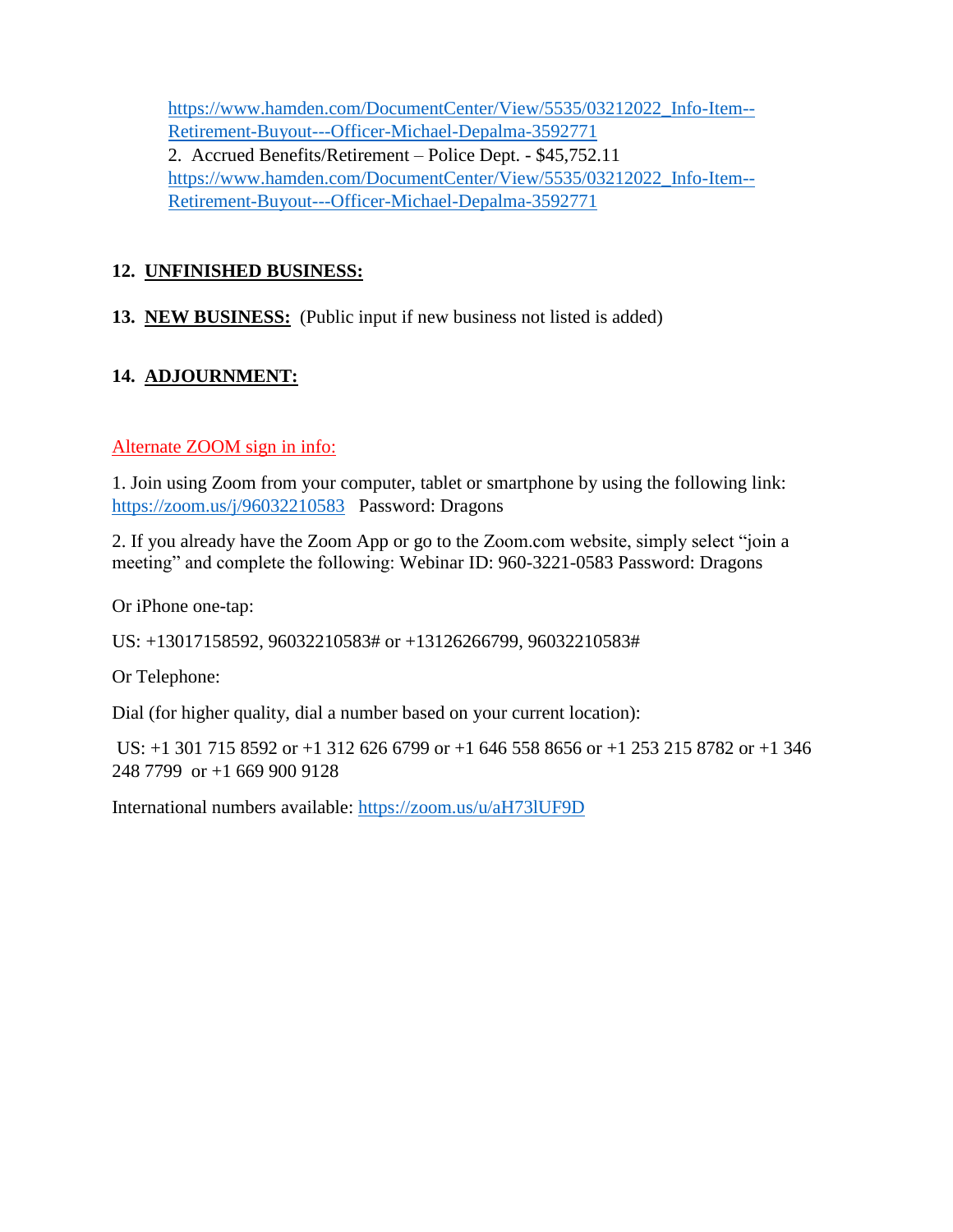https://www.hamden.com/DocumentCenter/View/5535/03212022_Info-Item--Retirement-Buyout---Officer-Michael-Depalma-3592771

2. Accrued Benefits/Retirement – Police Dept. - $45,752.11
https://www.hamden.com/DocumentCenter/View/5535/03212022_Info-Item--Retirement-Buyout---Officer-Michael-Depalma-3592771

**12. UNFINISHED BUSINESS:**

**13. NEW BUSINESS:** (Public input if new business not listed is added)

**14. ADJOURNMENT:**

Alternate ZOOM sign in info:

1. Join using Zoom from your computer, tablet or smartphone by using the following link: https://zoom.us/j/96032210583 Password: Dragons

2. If you already have the Zoom App or go to the Zoom.com website, simply select "join a meeting" and complete the following: Webinar ID: 960-3221-0583 Password: Dragons

Or iPhone one-tap:

US: +13017158592, 96032210583# or +13126266799, 96032210583#

Or Telephone:

Dial (for higher quality, dial a number based on your current location):

US: +1 301 715 8592 or +1 312 626 6799 or +1 646 558 8656 or +1 253 215 8782 or +1 346 248 7799 or +1 669 900 9128

International numbers available: https://zoom.us/u/aH73lUF9D